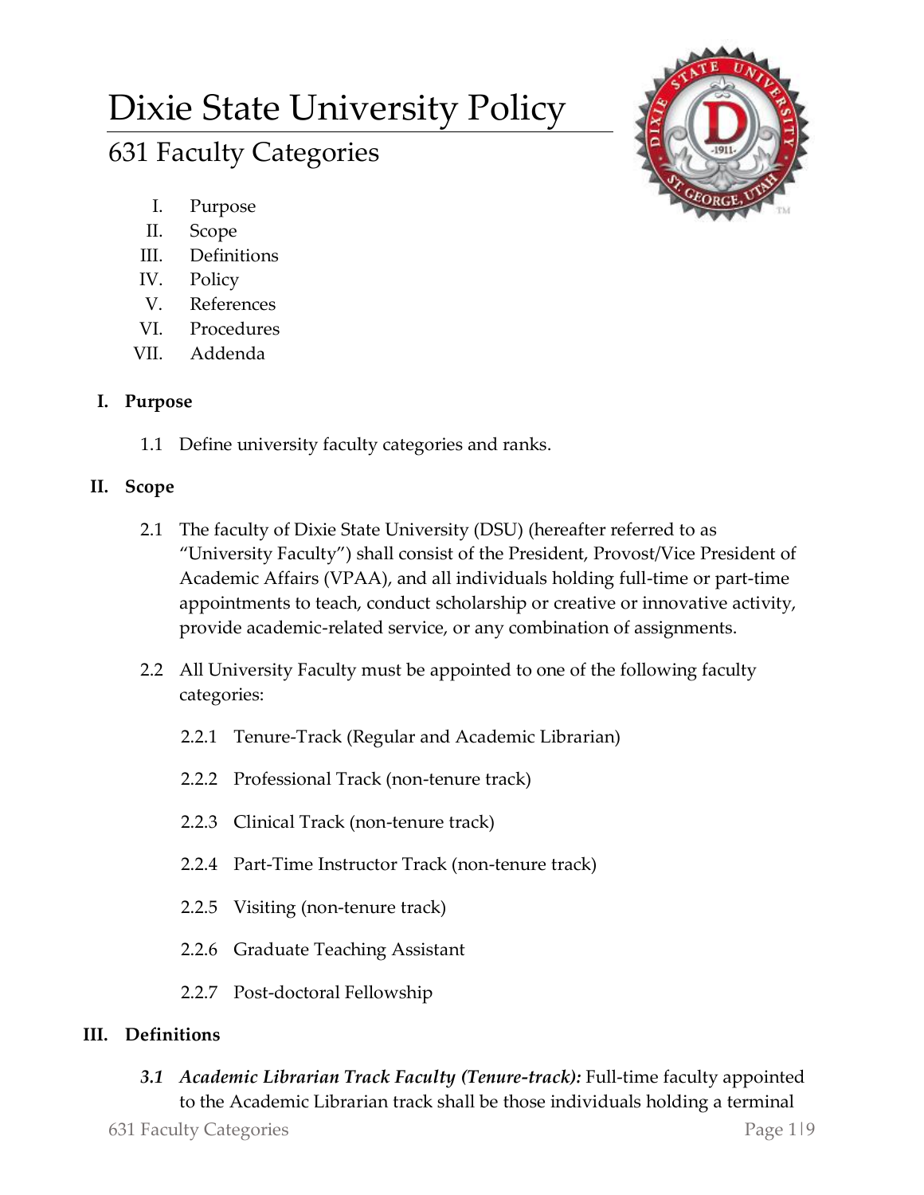# Dixie State University Policy

## 631 Faculty Categories

I. Purpose
II. Scope
III. Definitions
IV. Policy
V. References
VI. Procedures
VII. Addenda

### I. Purpose

1.1 Define university faculty categories and ranks.

### II. Scope

2.1 The faculty of Dixie State University (DSU) (hereafter referred to as "University Faculty") shall consist of the President, Provost/Vice President of Academic Affairs (VPAA), and all individuals holding full-time or part-time appointments to teach, conduct scholarship or creative or innovative activity, provide academic-related service, or any combination of assignments.

2.2 All University Faculty must be appointed to one of the following faculty categories:

2.2.1 Tenure-Track (Regular and Academic Librarian)

2.2.2 Professional Track (non-tenure track)

2.2.3 Clinical Track (non-tenure track)

2.2.4 Part-Time Instructor Track (non-tenure track)

2.2.5 Visiting (non-tenure track)

2.2.6 Graduate Teaching Assistant

2.2.7 Post-doctoral Fellowship

### III. Definitions

***3.1 Academic Librarian Track Faculty (Tenure-track):*** Full-time faculty appointed to the Academic Librarian track shall be those individuals holding a terminal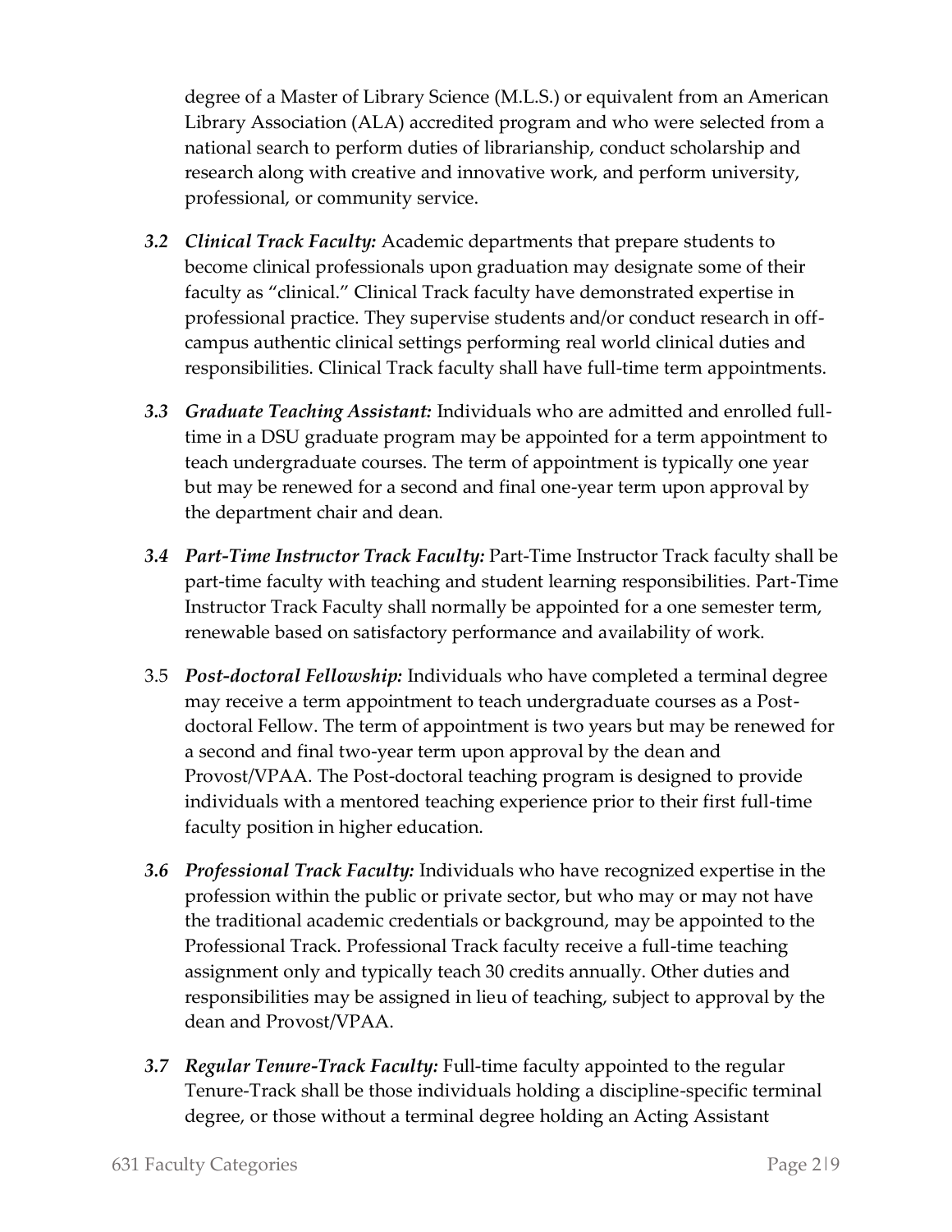degree of a Master of Library Science (M.L.S.) or equivalent from an American Library Association (ALA) accredited program and who were selected from a national search to perform duties of librarianship, conduct scholarship and research along with creative and innovative work, and perform university, professional, or community service.

*3.2* ***Clinical Track Faculty:*** Academic departments that prepare students to become clinical professionals upon graduation may designate some of their faculty as "clinical." Clinical Track faculty have demonstrated expertise in professional practice. They supervise students and/or conduct research in off-campus authentic clinical settings performing real world clinical duties and responsibilities. Clinical Track faculty shall have full-time term appointments.

*3.3* ***Graduate Teaching Assistant:*** Individuals who are admitted and enrolled full-time in a DSU graduate program may be appointed for a term appointment to teach undergraduate courses. The term of appointment is typically one year but may be renewed for a second and final one-year term upon approval by the department chair and dean.

*3.4* ***Part-Time Instructor Track Faculty:*** Part-Time Instructor Track faculty shall be part-time faculty with teaching and student learning responsibilities. Part-Time Instructor Track Faculty shall normally be appointed for a one semester term, renewable based on satisfactory performance and availability of work.

3.5 ***Post-doctoral Fellowship:*** Individuals who have completed a terminal degree may receive a term appointment to teach undergraduate courses as a Post-doctoral Fellow. The term of appointment is two years but may be renewed for a second and final two-year term upon approval by the dean and Provost/VPAA. The Post-doctoral teaching program is designed to provide individuals with a mentored teaching experience prior to their first full-time faculty position in higher education.

*3.6* ***Professional Track Faculty:*** Individuals who have recognized expertise in the profession within the public or private sector, but who may or may not have the traditional academic credentials or background, may be appointed to the Professional Track. Professional Track faculty receive a full-time teaching assignment only and typically teach 30 credits annually. Other duties and responsibilities may be assigned in lieu of teaching, subject to approval by the dean and Provost/VPAA.

*3.7* ***Regular Tenure-Track Faculty:*** Full-time faculty appointed to the regular Tenure-Track shall be those individuals holding a discipline-specific terminal degree, or those without a terminal degree holding an Acting Assistant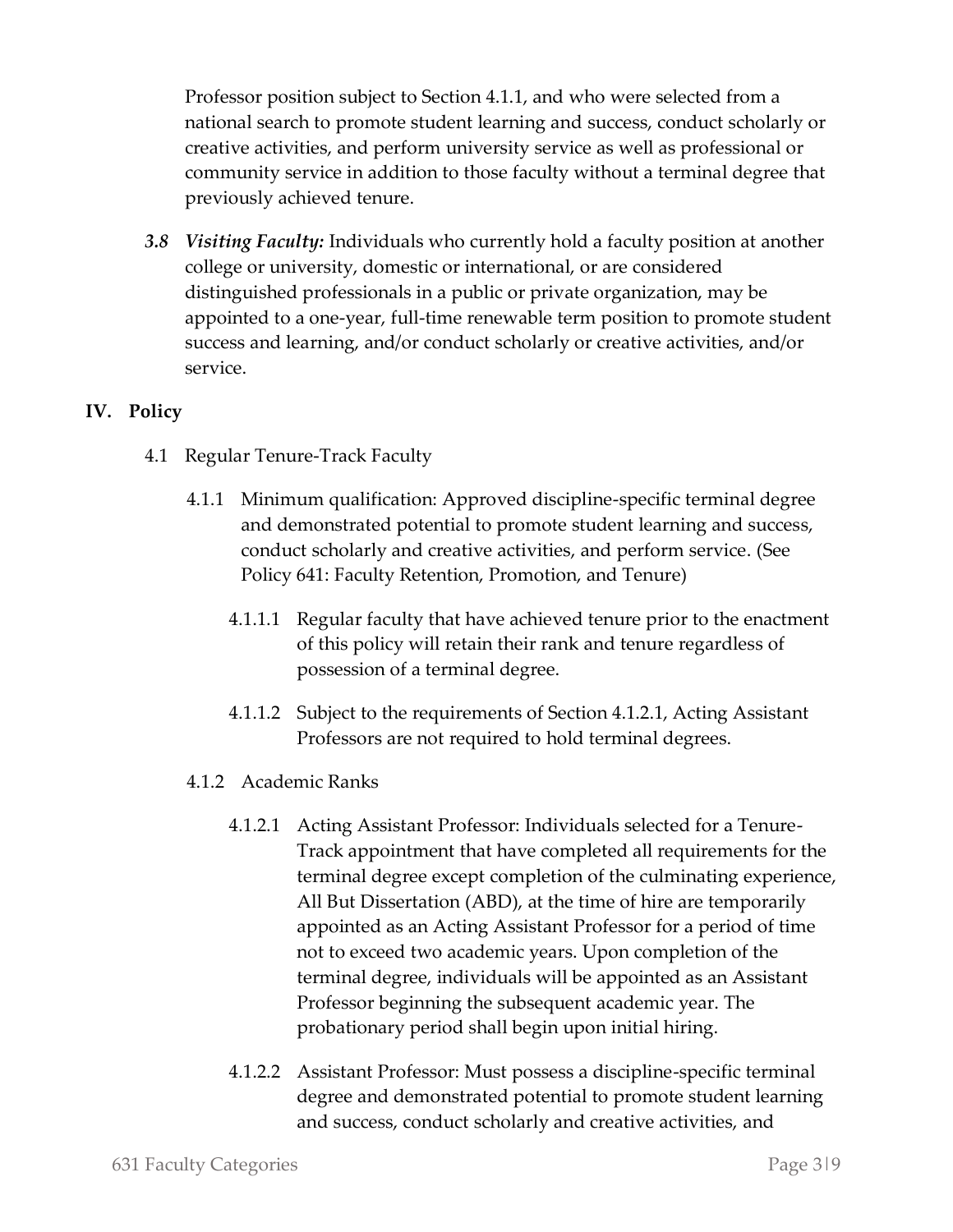Professor position subject to Section 4.1.1, and who were selected from a national search to promote student learning and success, conduct scholarly or creative activities, and perform university service as well as professional or community service in addition to those faculty without a terminal degree that previously achieved tenure.

***3.8 Visiting Faculty:*** Individuals who currently hold a faculty position at another college or university, domestic or international, or are considered distinguished professionals in a public or private organization, may be appointed to a one-year, full-time renewable term position to promote student success and learning, and/or conduct scholarly or creative activities, and/or service.

## IV. Policy

4.1 Regular Tenure-Track Faculty

4.1.1 Minimum qualification: Approved discipline-specific terminal degree and demonstrated potential to promote student learning and success, conduct scholarly and creative activities, and perform service. (See Policy 641: Faculty Retention, Promotion, and Tenure)

4.1.1.1 Regular faculty that have achieved tenure prior to the enactment of this policy will retain their rank and tenure regardless of possession of a terminal degree.

4.1.1.2 Subject to the requirements of Section 4.1.2.1, Acting Assistant Professors are not required to hold terminal degrees.

4.1.2 Academic Ranks

4.1.2.1 Acting Assistant Professor: Individuals selected for a Tenure-Track appointment that have completed all requirements for the terminal degree except completion of the culminating experience, All But Dissertation (ABD), at the time of hire are temporarily appointed as an Acting Assistant Professor for a period of time not to exceed two academic years. Upon completion of the terminal degree, individuals will be appointed as an Assistant Professor beginning the subsequent academic year. The probationary period shall begin upon initial hiring.

4.1.2.2 Assistant Professor: Must possess a discipline-specific terminal degree and demonstrated potential to promote student learning and success, conduct scholarly and creative activities, and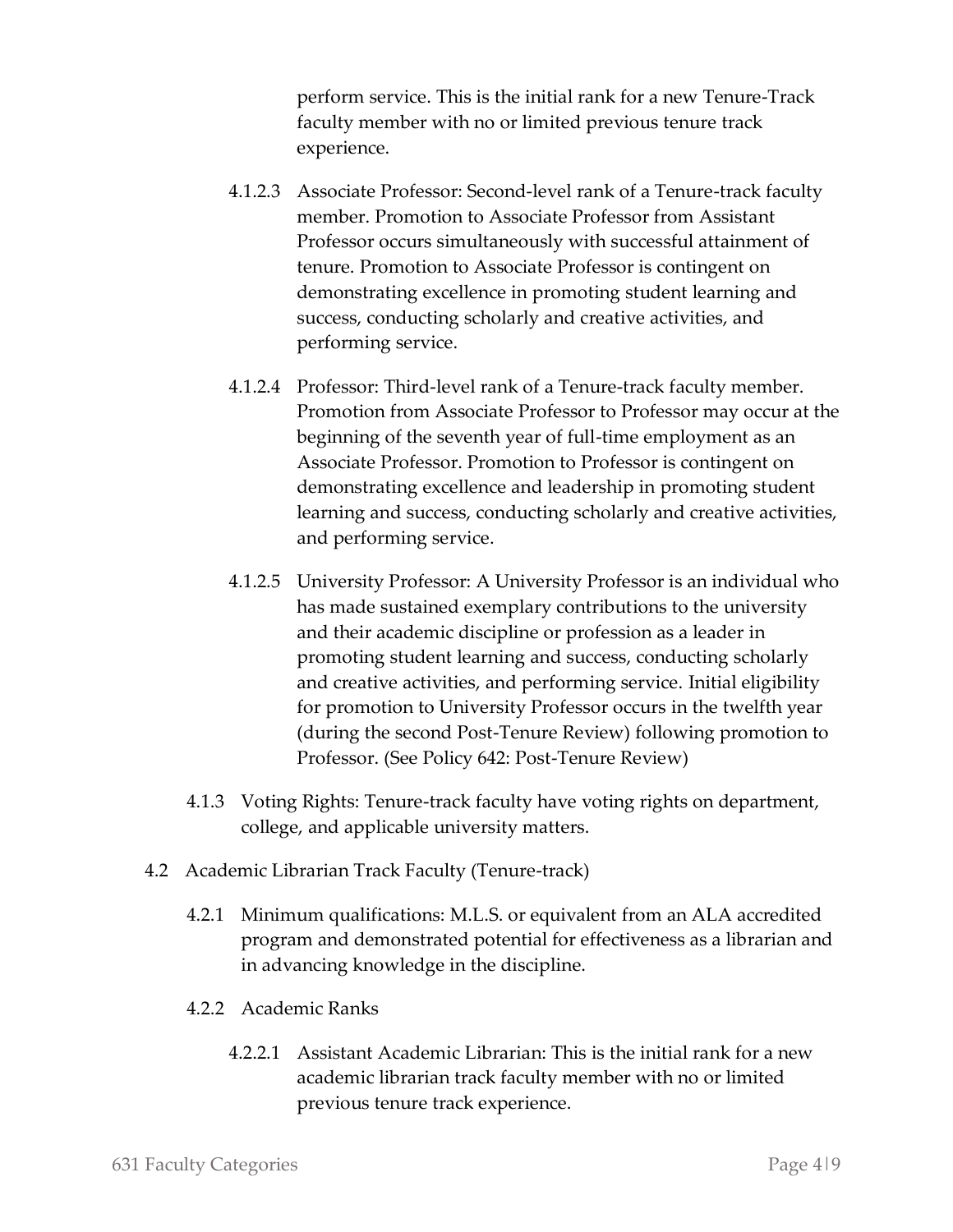perform service. This is the initial rank for a new Tenure-Track faculty member with no or limited previous tenure track experience.

4.1.2.3 Associate Professor: Second-level rank of a Tenure-track faculty member. Promotion to Associate Professor from Assistant Professor occurs simultaneously with successful attainment of tenure. Promotion to Associate Professor is contingent on demonstrating excellence in promoting student learning and success, conducting scholarly and creative activities, and performing service.

4.1.2.4 Professor: Third-level rank of a Tenure-track faculty member. Promotion from Associate Professor to Professor may occur at the beginning of the seventh year of full-time employment as an Associate Professor. Promotion to Professor is contingent on demonstrating excellence and leadership in promoting student learning and success, conducting scholarly and creative activities, and performing service.

4.1.2.5 University Professor: A University Professor is an individual who has made sustained exemplary contributions to the university and their academic discipline or profession as a leader in promoting student learning and success, conducting scholarly and creative activities, and performing service. Initial eligibility for promotion to University Professor occurs in the twelfth year (during the second Post-Tenure Review) following promotion to Professor. (See Policy 642: Post-Tenure Review)

4.1.3 Voting Rights: Tenure-track faculty have voting rights on department, college, and applicable university matters.

4.2 Academic Librarian Track Faculty (Tenure-track)

4.2.1 Minimum qualifications: M.L.S. or equivalent from an ALA accredited program and demonstrated potential for effectiveness as a librarian and in advancing knowledge in the discipline.

4.2.2 Academic Ranks

4.2.2.1 Assistant Academic Librarian: This is the initial rank for a new academic librarian track faculty member with no or limited previous tenure track experience.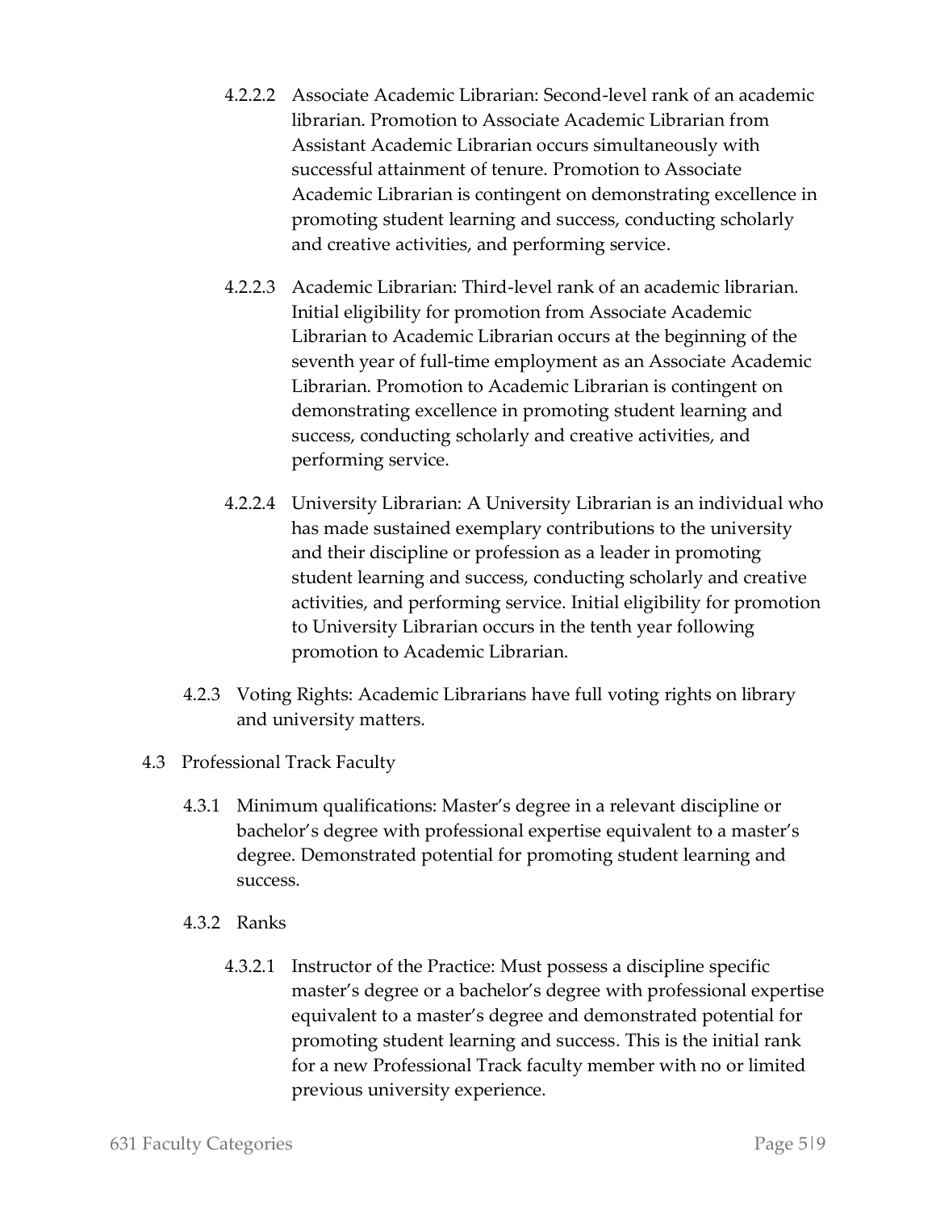4.2.2.2 Associate Academic Librarian: Second-level rank of an academic librarian. Promotion to Associate Academic Librarian from Assistant Academic Librarian occurs simultaneously with successful attainment of tenure. Promotion to Associate Academic Librarian is contingent on demonstrating excellence in promoting student learning and success, conducting scholarly and creative activities, and performing service.

4.2.2.3 Academic Librarian: Third-level rank of an academic librarian. Initial eligibility for promotion from Associate Academic Librarian to Academic Librarian occurs at the beginning of the seventh year of full-time employment as an Associate Academic Librarian. Promotion to Academic Librarian is contingent on demonstrating excellence in promoting student learning and success, conducting scholarly and creative activities, and performing service.

4.2.2.4 University Librarian: A University Librarian is an individual who has made sustained exemplary contributions to the university and their discipline or profession as a leader in promoting student learning and success, conducting scholarly and creative activities, and performing service. Initial eligibility for promotion to University Librarian occurs in the tenth year following promotion to Academic Librarian.

4.2.3 Voting Rights: Academic Librarians have full voting rights on library and university matters.

4.3 Professional Track Faculty

4.3.1 Minimum qualifications: Master's degree in a relevant discipline or bachelor's degree with professional expertise equivalent to a master's degree. Demonstrated potential for promoting student learning and success.

4.3.2 Ranks

4.3.2.1 Instructor of the Practice: Must possess a discipline specific master's degree or a bachelor's degree with professional expertise equivalent to a master's degree and demonstrated potential for promoting student learning and success. This is the initial rank for a new Professional Track faculty member with no or limited previous university experience.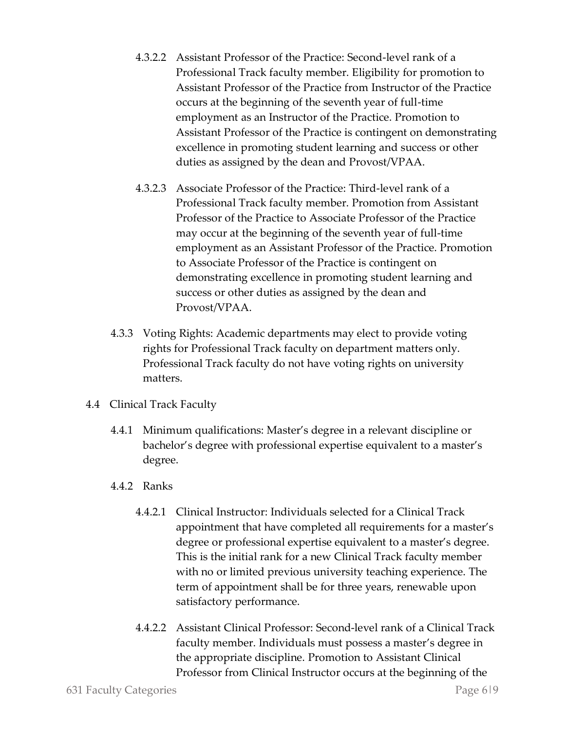4.3.2.2 Assistant Professor of the Practice: Second-level rank of a Professional Track faculty member. Eligibility for promotion to Assistant Professor of the Practice from Instructor of the Practice occurs at the beginning of the seventh year of full-time employment as an Instructor of the Practice. Promotion to Assistant Professor of the Practice is contingent on demonstrating excellence in promoting student learning and success or other duties as assigned by the dean and Provost/VPAA.

4.3.2.3 Associate Professor of the Practice: Third-level rank of a Professional Track faculty member. Promotion from Assistant Professor of the Practice to Associate Professor of the Practice may occur at the beginning of the seventh year of full-time employment as an Assistant Professor of the Practice. Promotion to Associate Professor of the Practice is contingent on demonstrating excellence in promoting student learning and success or other duties as assigned by the dean and Provost/VPAA.

4.3.3 Voting Rights: Academic departments may elect to provide voting rights for Professional Track faculty on department matters only. Professional Track faculty do not have voting rights on university matters.

4.4 Clinical Track Faculty

4.4.1 Minimum qualifications: Master's degree in a relevant discipline or bachelor's degree with professional expertise equivalent to a master's degree.

4.4.2 Ranks

4.4.2.1 Clinical Instructor: Individuals selected for a Clinical Track appointment that have completed all requirements for a master's degree or professional expertise equivalent to a master's degree. This is the initial rank for a new Clinical Track faculty member with no or limited previous university teaching experience. The term of appointment shall be for three years, renewable upon satisfactory performance.

4.4.2.2 Assistant Clinical Professor: Second-level rank of a Clinical Track faculty member. Individuals must possess a master's degree in the appropriate discipline. Promotion to Assistant Clinical Professor from Clinical Instructor occurs at the beginning of the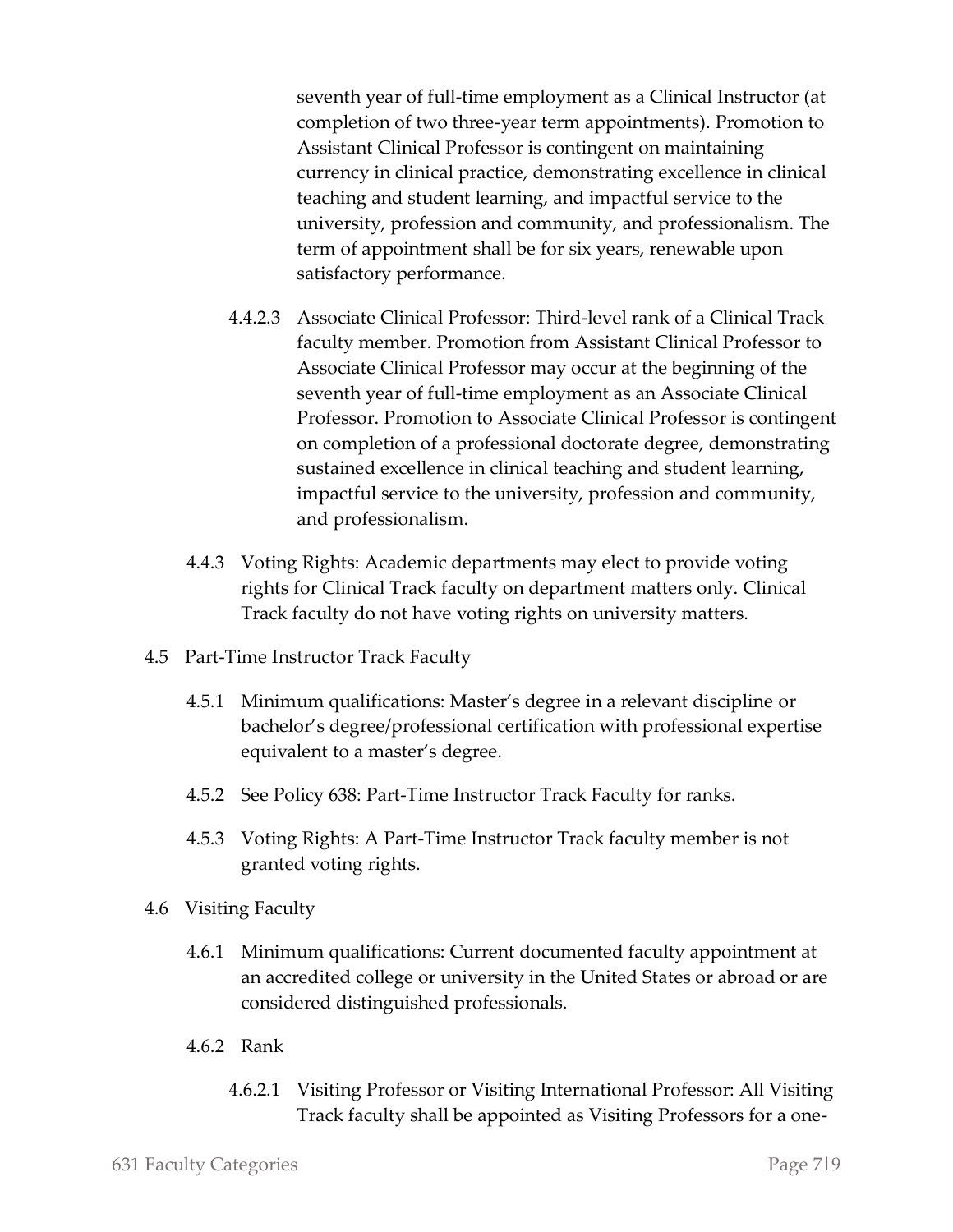seventh year of full-time employment as a Clinical Instructor (at completion of two three-year term appointments). Promotion to Assistant Clinical Professor is contingent on maintaining currency in clinical practice, demonstrating excellence in clinical teaching and student learning, and impactful service to the university, profession and community, and professionalism. The term of appointment shall be for six years, renewable upon satisfactory performance.

4.4.2.3 Associate Clinical Professor: Third-level rank of a Clinical Track faculty member. Promotion from Assistant Clinical Professor to Associate Clinical Professor may occur at the beginning of the seventh year of full-time employment as an Associate Clinical Professor. Promotion to Associate Clinical Professor is contingent on completion of a professional doctorate degree, demonstrating sustained excellence in clinical teaching and student learning, impactful service to the university, profession and community, and professionalism.

4.4.3 Voting Rights: Academic departments may elect to provide voting rights for Clinical Track faculty on department matters only. Clinical Track faculty do not have voting rights on university matters.

4.5 Part-Time Instructor Track Faculty

4.5.1 Minimum qualifications: Master's degree in a relevant discipline or bachelor's degree/professional certification with professional expertise equivalent to a master's degree.

4.5.2 See Policy 638: Part-Time Instructor Track Faculty for ranks.

4.5.3 Voting Rights: A Part-Time Instructor Track faculty member is not granted voting rights.

4.6 Visiting Faculty

4.6.1 Minimum qualifications: Current documented faculty appointment at an accredited college or university in the United States or abroad or are considered distinguished professionals.

4.6.2 Rank

4.6.2.1 Visiting Professor or Visiting International Professor: All Visiting Track faculty shall be appointed as Visiting Professors for a one-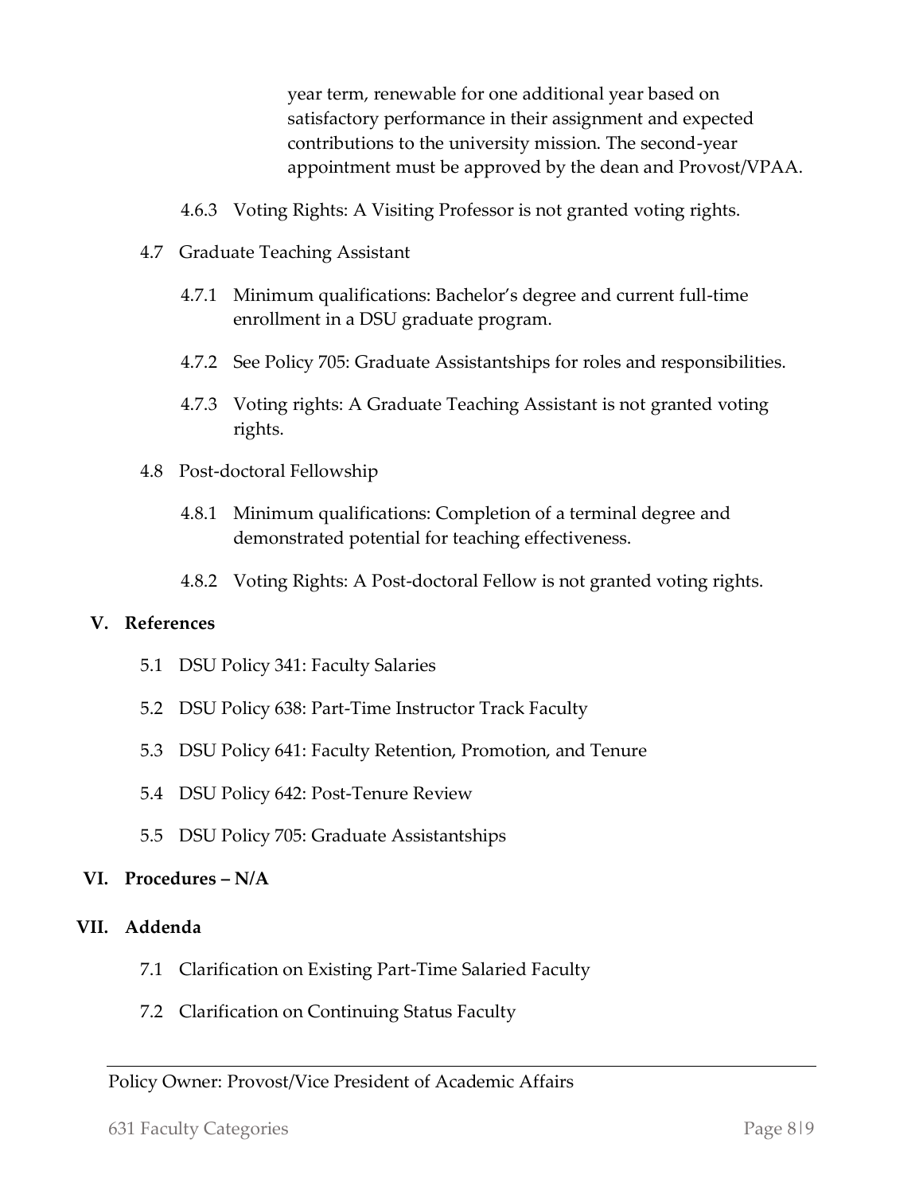year term, renewable for one additional year based on satisfactory performance in their assignment and expected contributions to the university mission. The second-year appointment must be approved by the dean and Provost/VPAA.

4.6.3 Voting Rights: A Visiting Professor is not granted voting rights.

4.7 Graduate Teaching Assistant

4.7.1 Minimum qualifications: Bachelor's degree and current full-time enrollment in a DSU graduate program.

4.7.2 See Policy 705: Graduate Assistantships for roles and responsibilities.

4.7.3 Voting rights: A Graduate Teaching Assistant is not granted voting rights.

4.8 Post-doctoral Fellowship

4.8.1 Minimum qualifications: Completion of a terminal degree and demonstrated potential for teaching effectiveness.

4.8.2 Voting Rights: A Post-doctoral Fellow is not granted voting rights.

## V. References

5.1 DSU Policy 341: Faculty Salaries

5.2 DSU Policy 638: Part-Time Instructor Track Faculty

5.3 DSU Policy 641: Faculty Retention, Promotion, and Tenure

5.4 DSU Policy 642: Post-Tenure Review

5.5 DSU Policy 705: Graduate Assistantships

## VI. Procedures – N/A

## VII. Addenda

7.1 Clarification on Existing Part-Time Salaried Faculty

7.2 Clarification on Continuing Status Faculty

Policy Owner: Provost/Vice President of Academic Affairs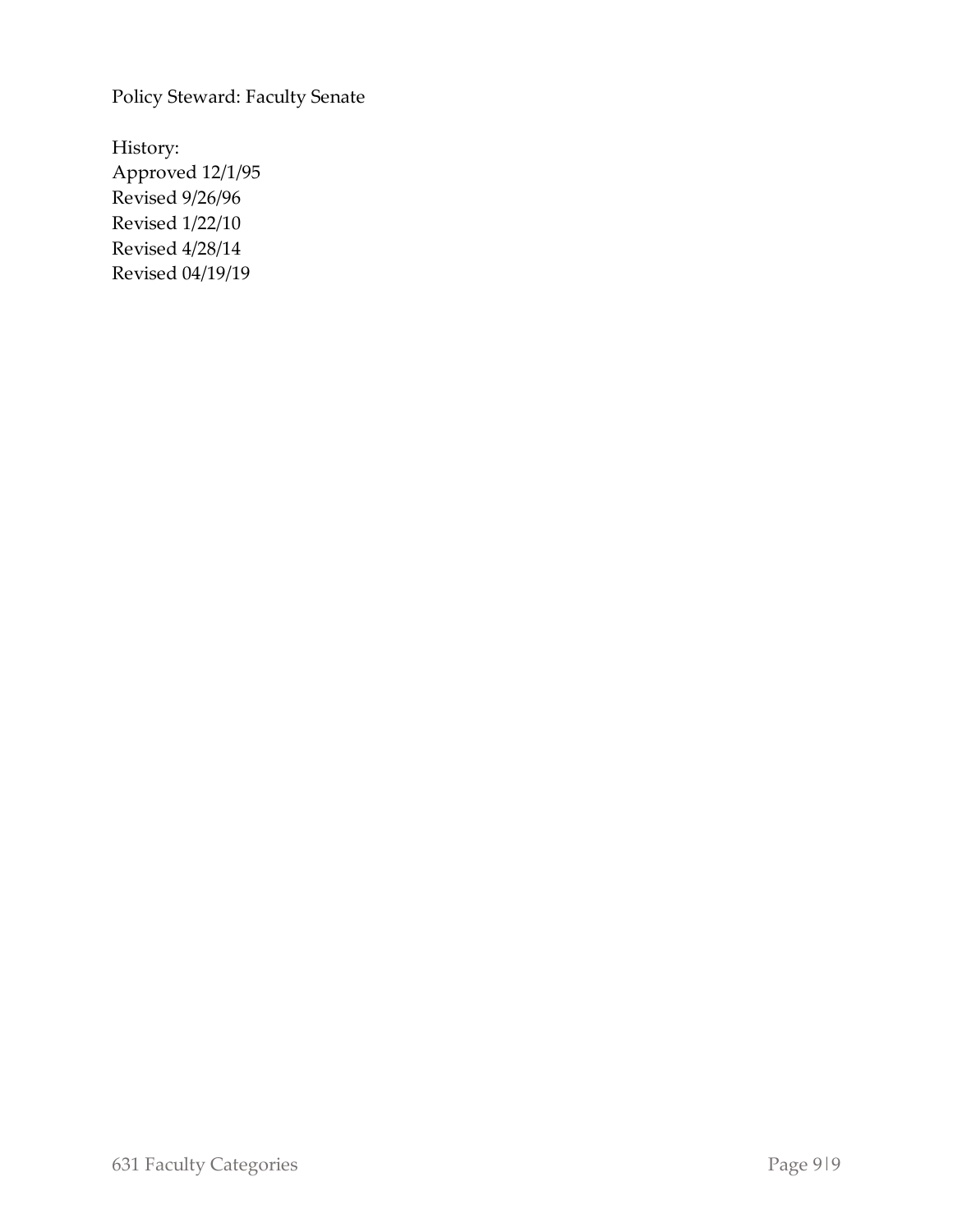Policy Steward: Faculty Senate

History:
Approved 12/1/95
Revised 9/26/96
Revised 1/22/10
Revised 4/28/14
Revised 04/19/19